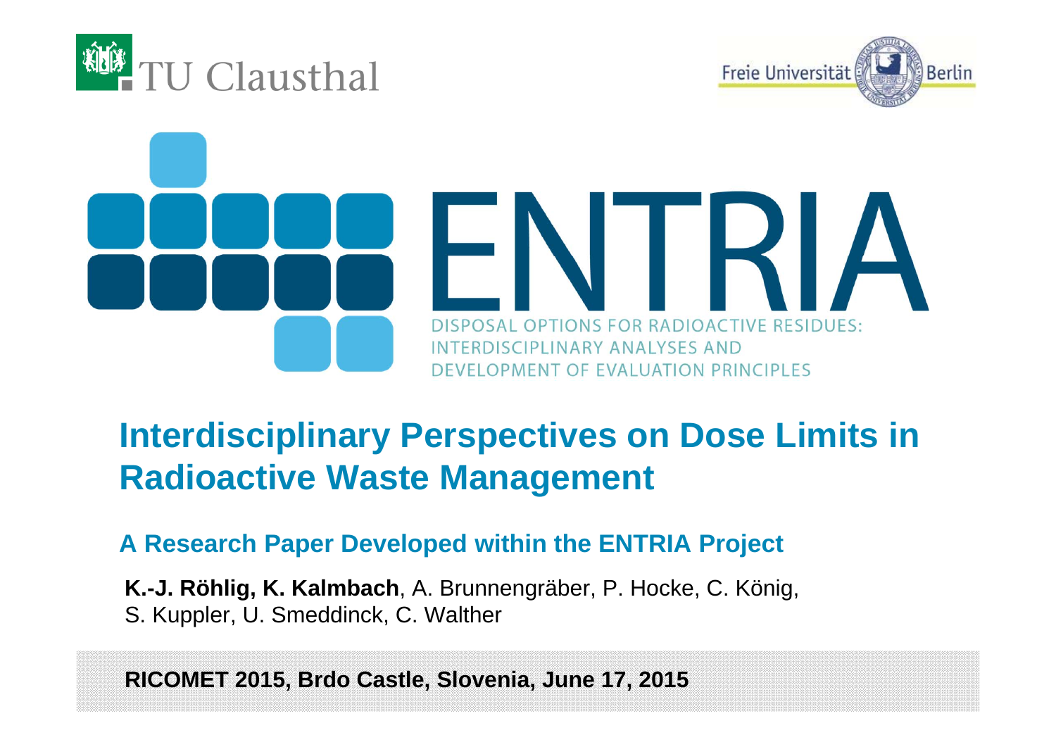TU Clausthal

Freie Universität Berlin

# ENTRIA

DISPOSAL OPTIONS FOR RADIOACTIVE RESIDUES: INTERDISCIPLINARY ANALYSES AND DEVELOPMENT OF EVALUATION PRINCIPLES

## Interdisciplinary Perspectives on Dose Limits in Radioactive Waste Management

### A Research Paper Developed within the ENTRIA Project

**K.-J. Röhlig, K. Kalmbach**, A. Brunnengräber, P. Hocke, C. König, S. Kuppler, U. Smeddinck, C. Walther

**RICOMET 2015, Brdo Castle, Slovenia, June 17, 2015**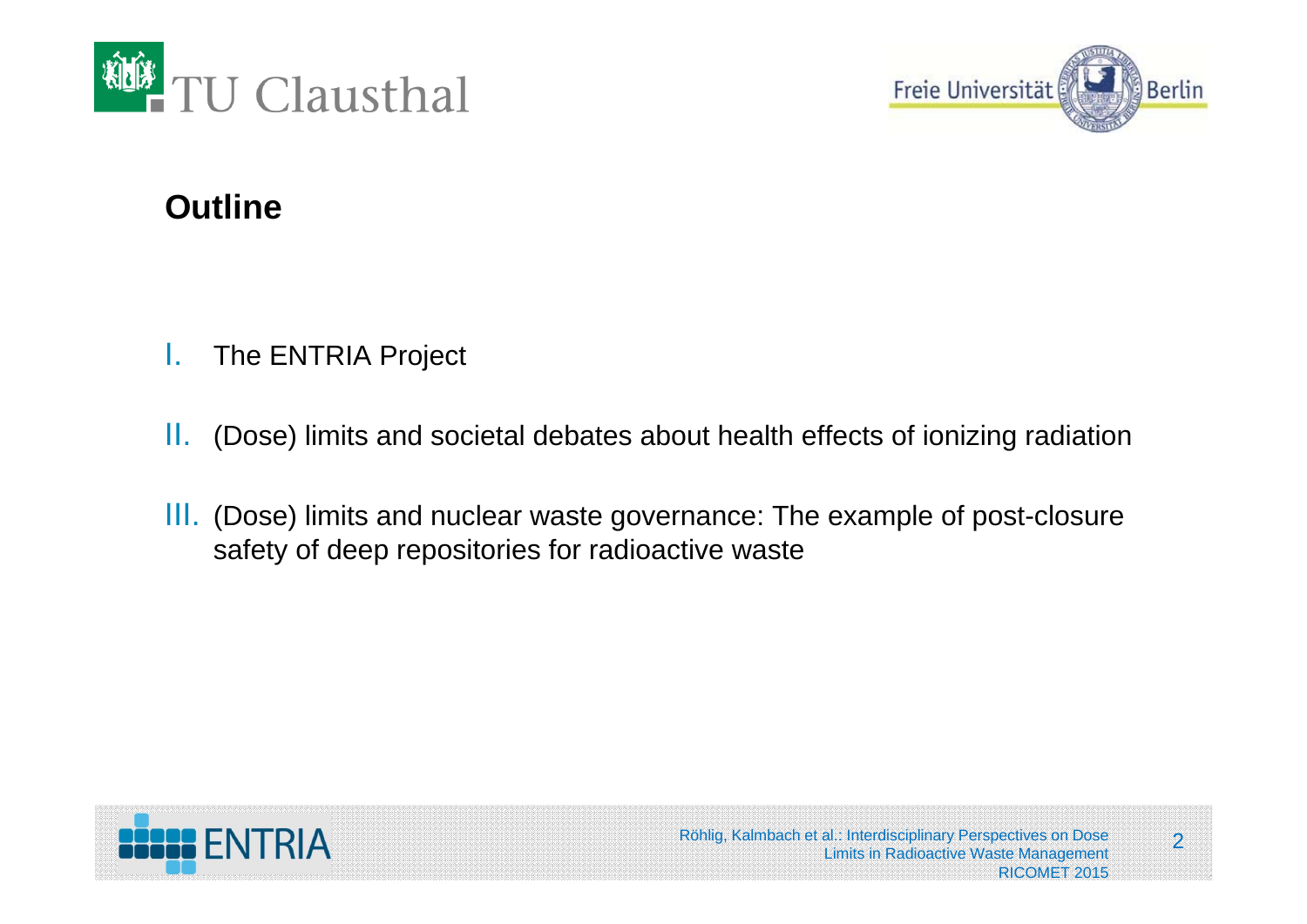## Outline

I. The ENTRIA Project

II. (Dose) limits and societal debates about health effects of ionizing radiation

III. (Dose) limits and nuclear waste governance: The example of post-closure safety of deep repositories for radioactive waste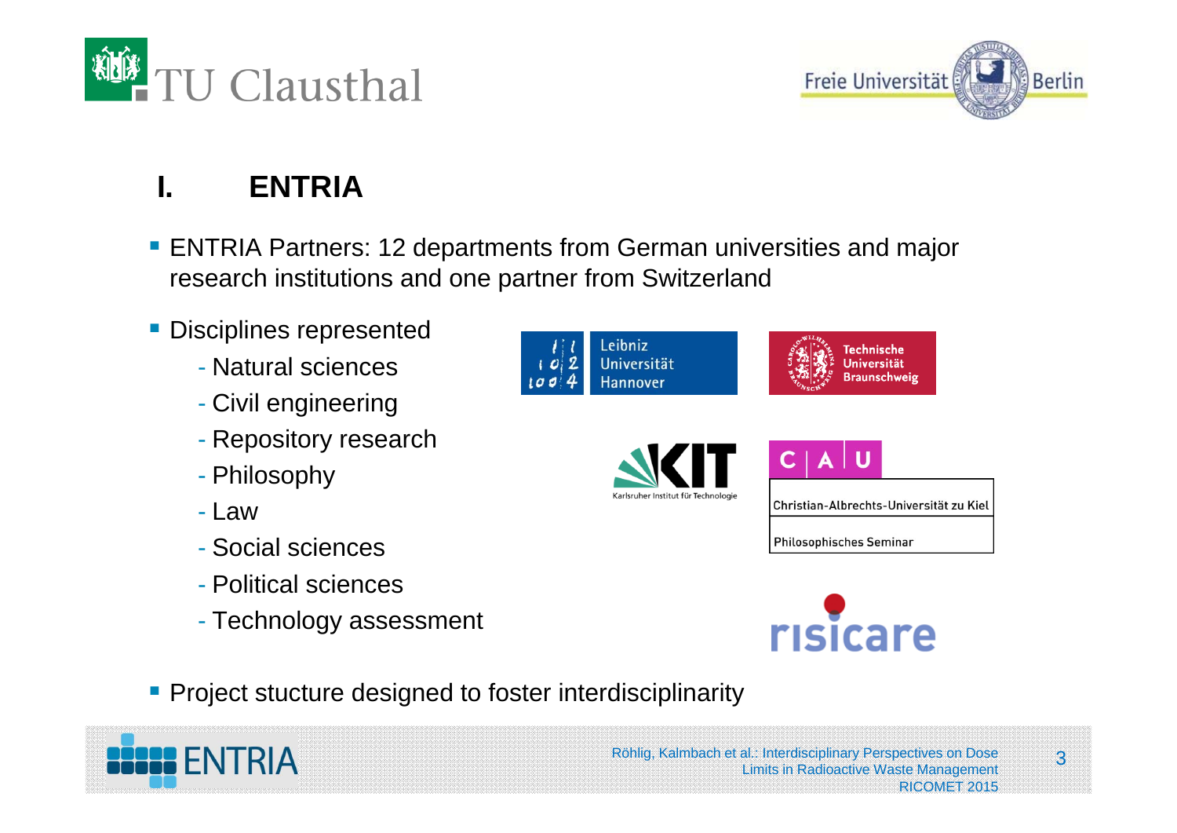# I. ENTRIA

- ENTRIA Partners: 12 departments from German universities and major research institutions and one partner from Switzerland
- Disciplines represented
  - Natural sciences
  - Civil engineering
  - Repository research
  - Philosophy
  - Law
  - Social sciences
  - Political sciences
  - Technology assessment
- Project stucture designed to foster interdisciplinarity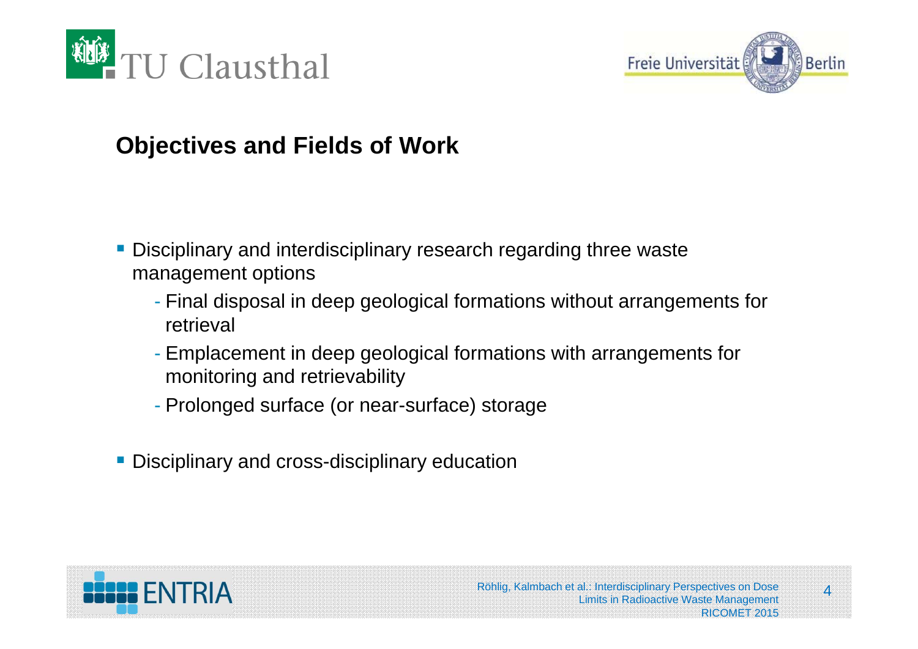## Objectives and Fields of Work

- Disciplinary and interdisciplinary research regarding three waste management options
  - Final disposal in deep geological formations without arrangements for retrieval
  - Emplacement in deep geological formations with arrangements for monitoring and retrievability
  - Prolonged surface (or near-surface) storage
- Disciplinary and cross-disciplinary education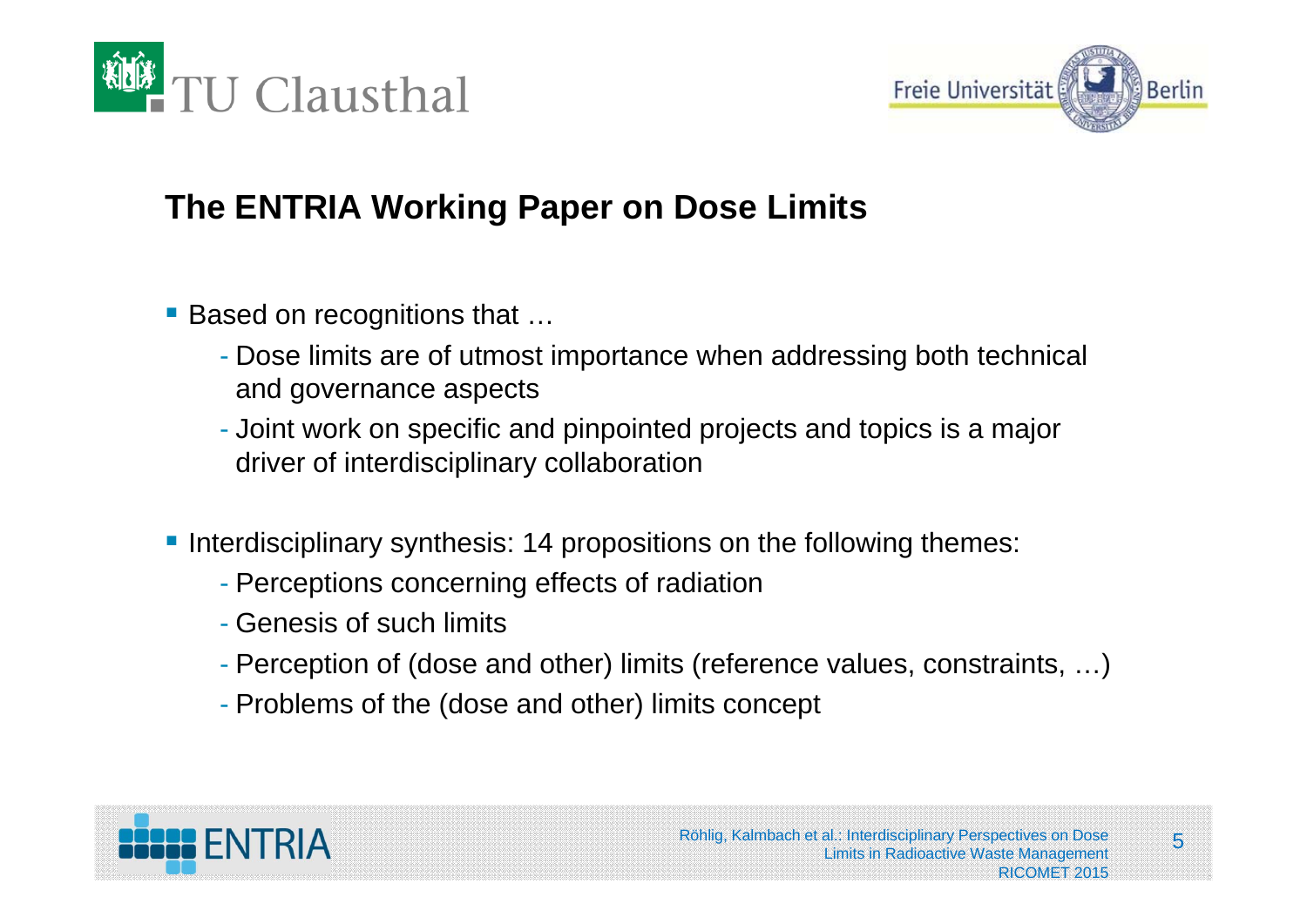## The ENTRIA Working Paper on Dose Limits

- Based on recognitions that …
  - Dose limits are of utmost importance when addressing both technical and governance aspects
  - Joint work on specific and pinpointed projects and topics is a major driver of interdisciplinary collaboration

- Interdisciplinary synthesis: 14 propositions on the following themes:
  - Perceptions concerning effects of radiation
  - Genesis of such limits
  - Perception of (dose and other) limits (reference values, constraints, …)
  - Problems of the (dose and other) limits concept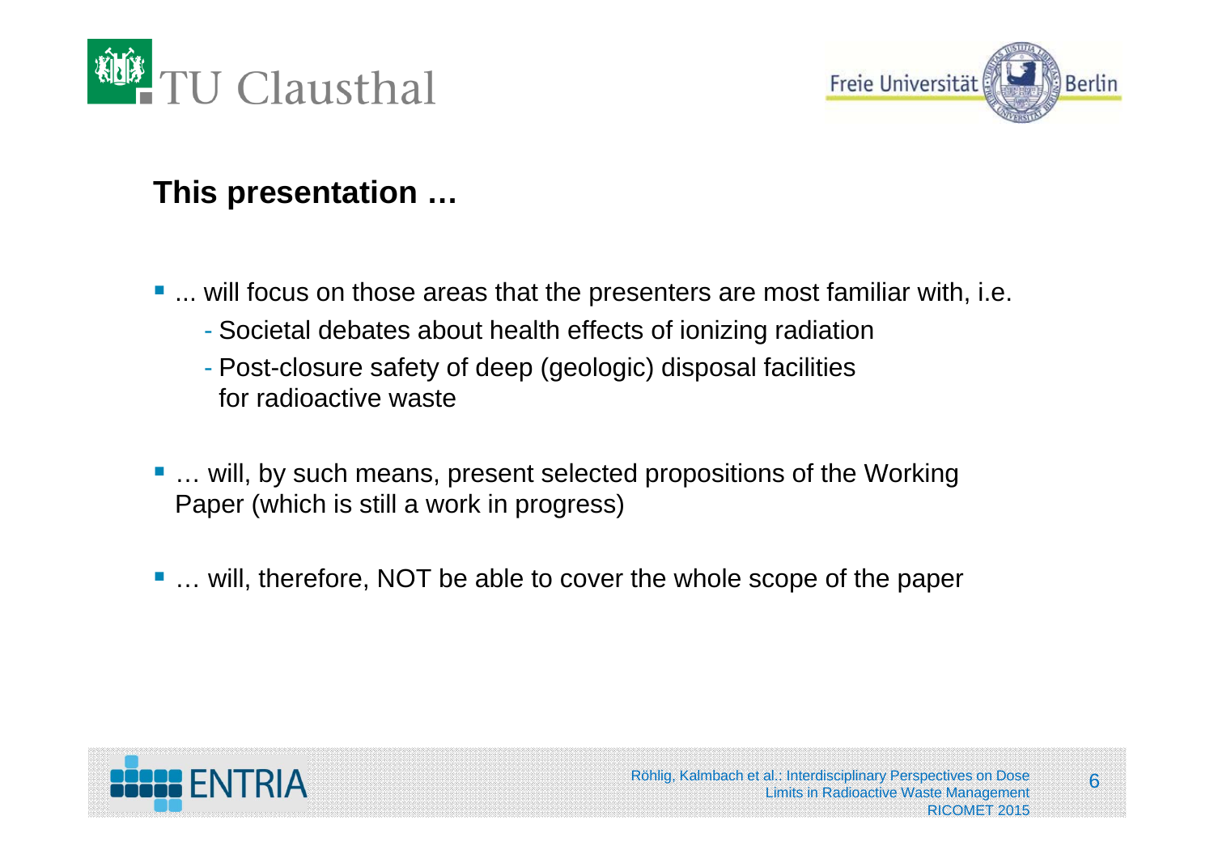## This presentation …

- ... will focus on those areas that the presenters are most familiar with, i.e.
  - Societal debates about health effects of ionizing radiation
  - Post-closure safety of deep (geologic) disposal facilities for radioactive waste
- … will, by such means, present selected propositions of the Working Paper (which is still a work in progress)
- … will, therefore, NOT be able to cover the whole scope of the paper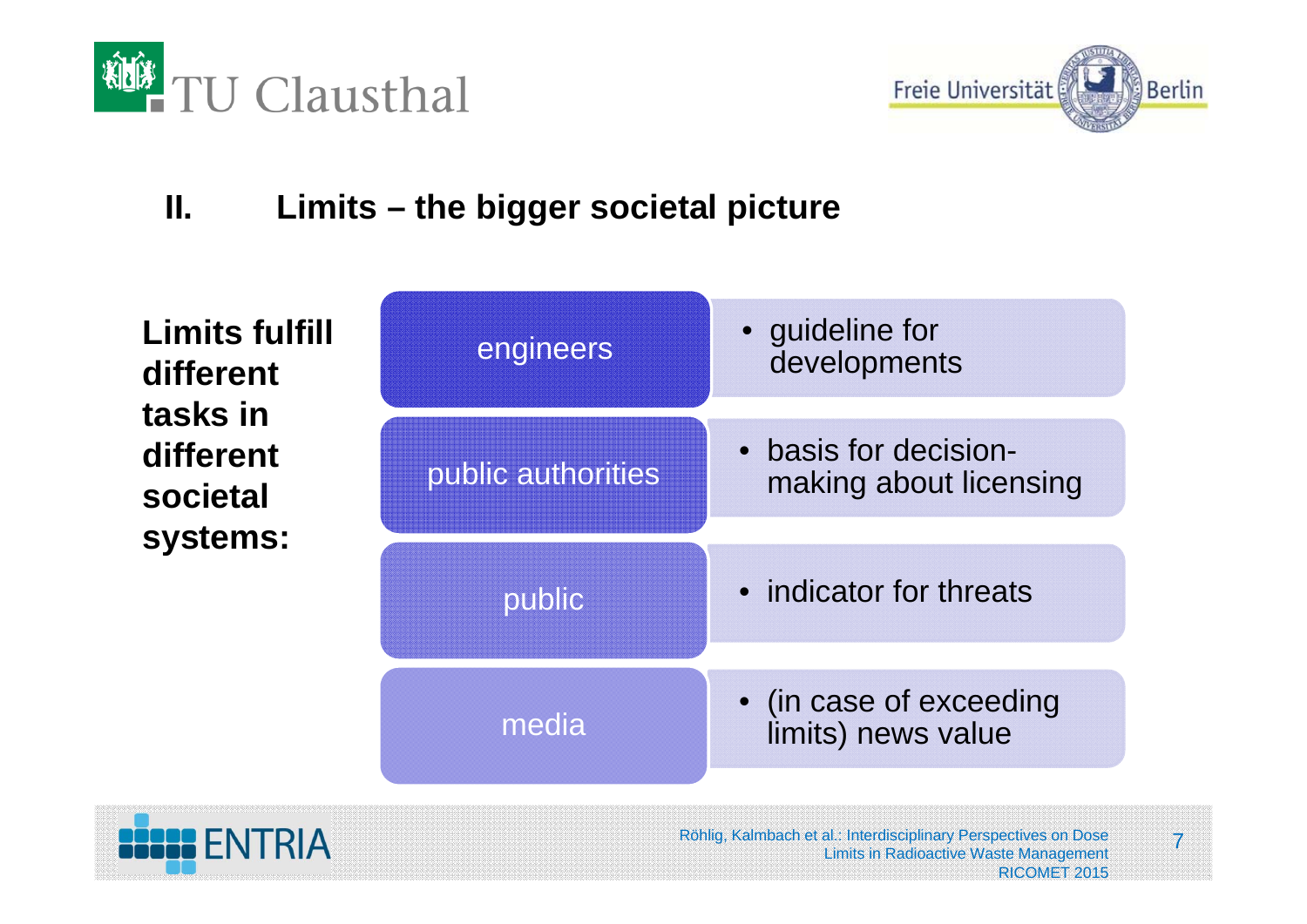## II. Limits – the bigger societal picture

**Limits fulfill different tasks in different societal systems:**

| | |
|---|---|
| engineers | • guideline for developments |
| public authorities | • basis for decision-making about licensing |
| public | • indicator for threats |
| media | • (in case of exceeding limits) news value |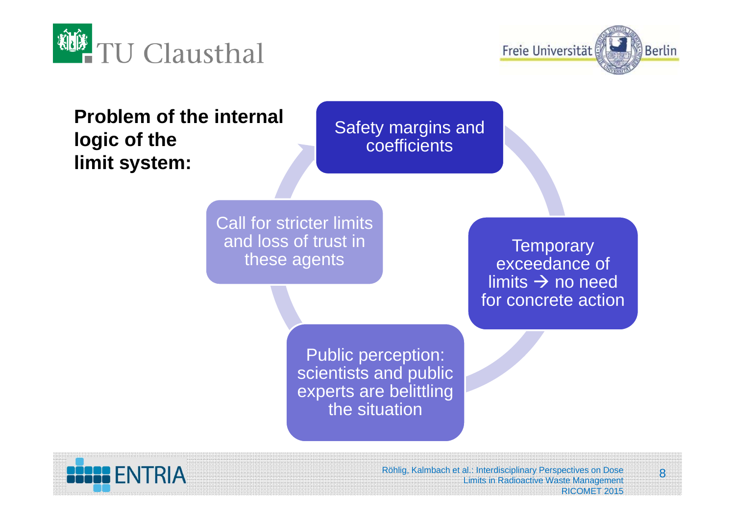**Problem of the internal logic of the limit system:**

- Safety margins and coefficients
- Temporary exceedance of limits → no need for concrete action
- Public perception: scientists and public experts are belittling the situation
- Call for stricter limits and loss of trust in these agents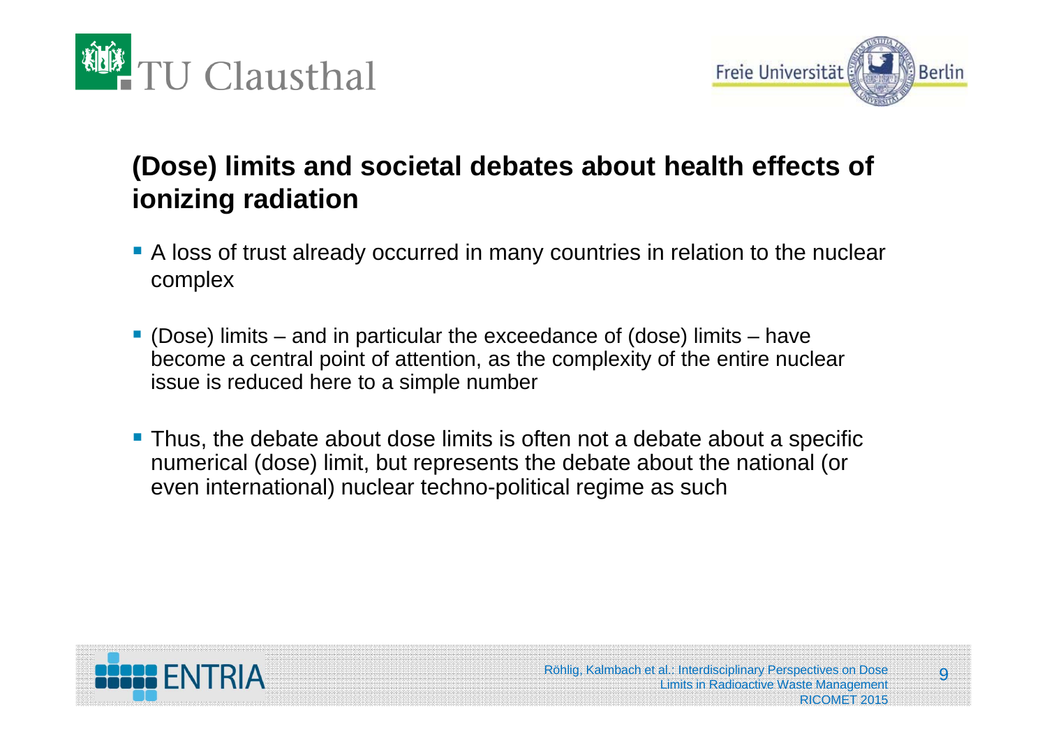## (Dose) limits and societal debates about health effects of ionizing radiation

- A loss of trust already occurred in many countries in relation to the nuclear complex
- (Dose) limits – and in particular the exceedance of (dose) limits – have become a central point of attention, as the complexity of the entire nuclear issue is reduced here to a simple number
- Thus, the debate about dose limits is often not a debate about a specific numerical (dose) limit, but represents the debate about the national (or even international) nuclear techno-political regime as such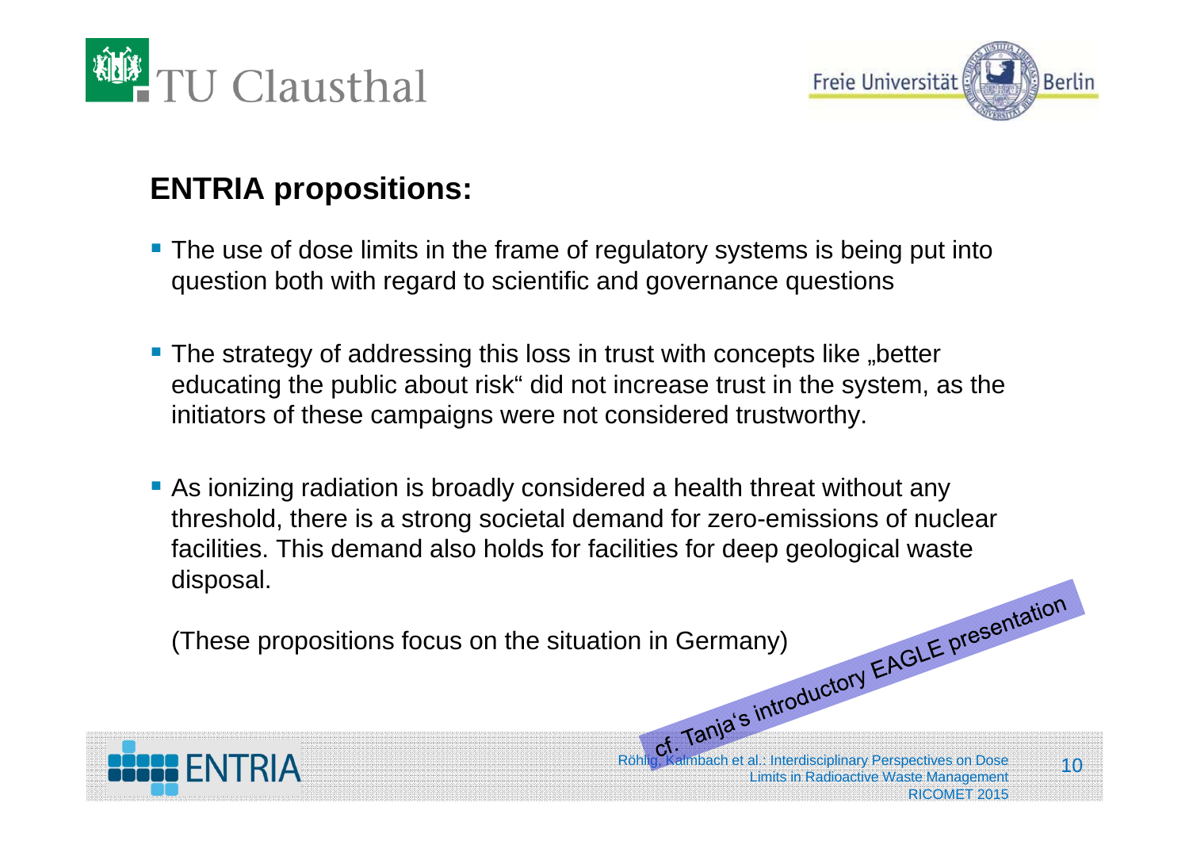## ENTRIA propositions:

- The use of dose limits in the frame of regulatory systems is being put into question both with regard to scientific and governance questions

- The strategy of addressing this loss in trust with concepts like „better educating the public about risk“ did not increase trust in the system, as the initiators of these campaigns were not considered trustworthy.

- As ionizing radiation is broadly considered a health threat without any threshold, there is a strong societal demand for zero-emissions of nuclear facilities. This demand also holds for facilities for deep geological waste disposal.

  (These propositions focus on the situation in Germany)

cf. Tanja's introductory EAGLE presentation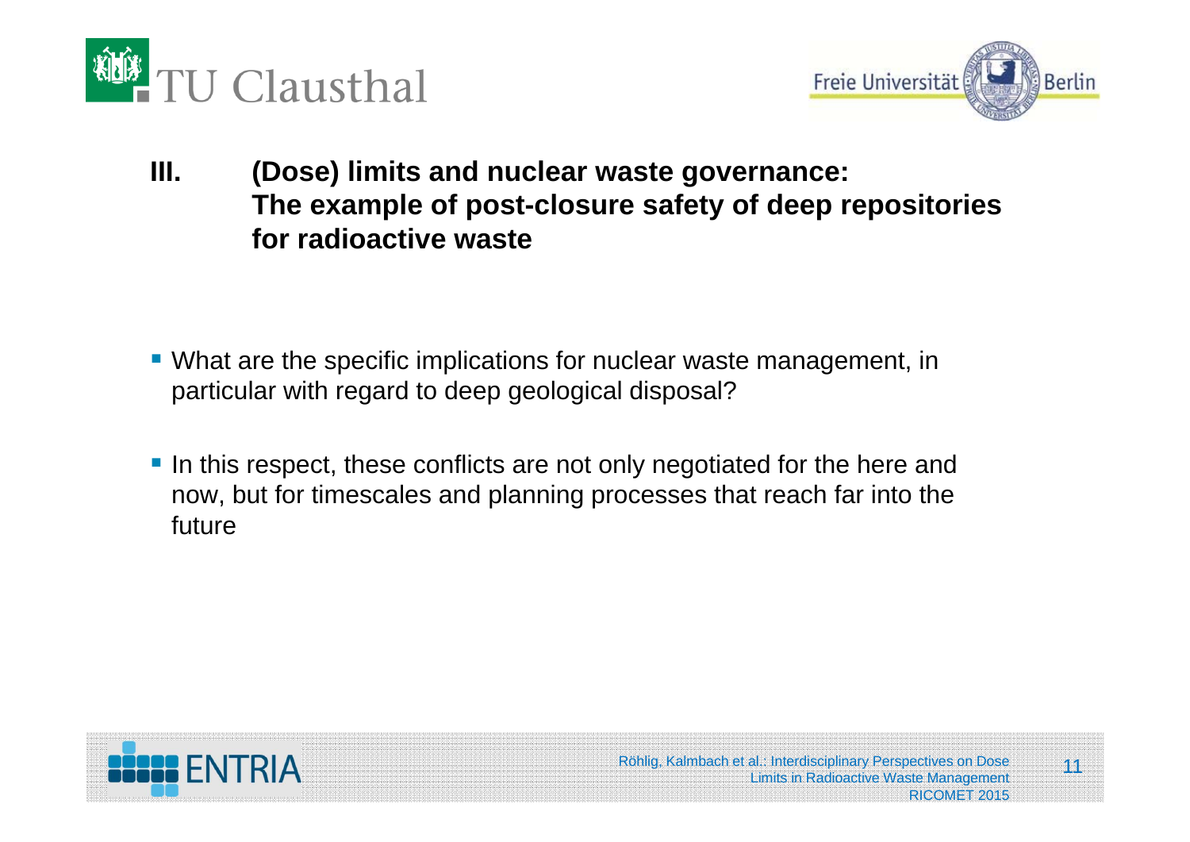## III. (Dose) limits and nuclear waste governance: The example of post-closure safety of deep repositories for radioactive waste

- What are the specific implications for nuclear waste management, in particular with regard to deep geological disposal?
- In this respect, these conflicts are not only negotiated for the here and now, but for timescales and planning processes that reach far into the future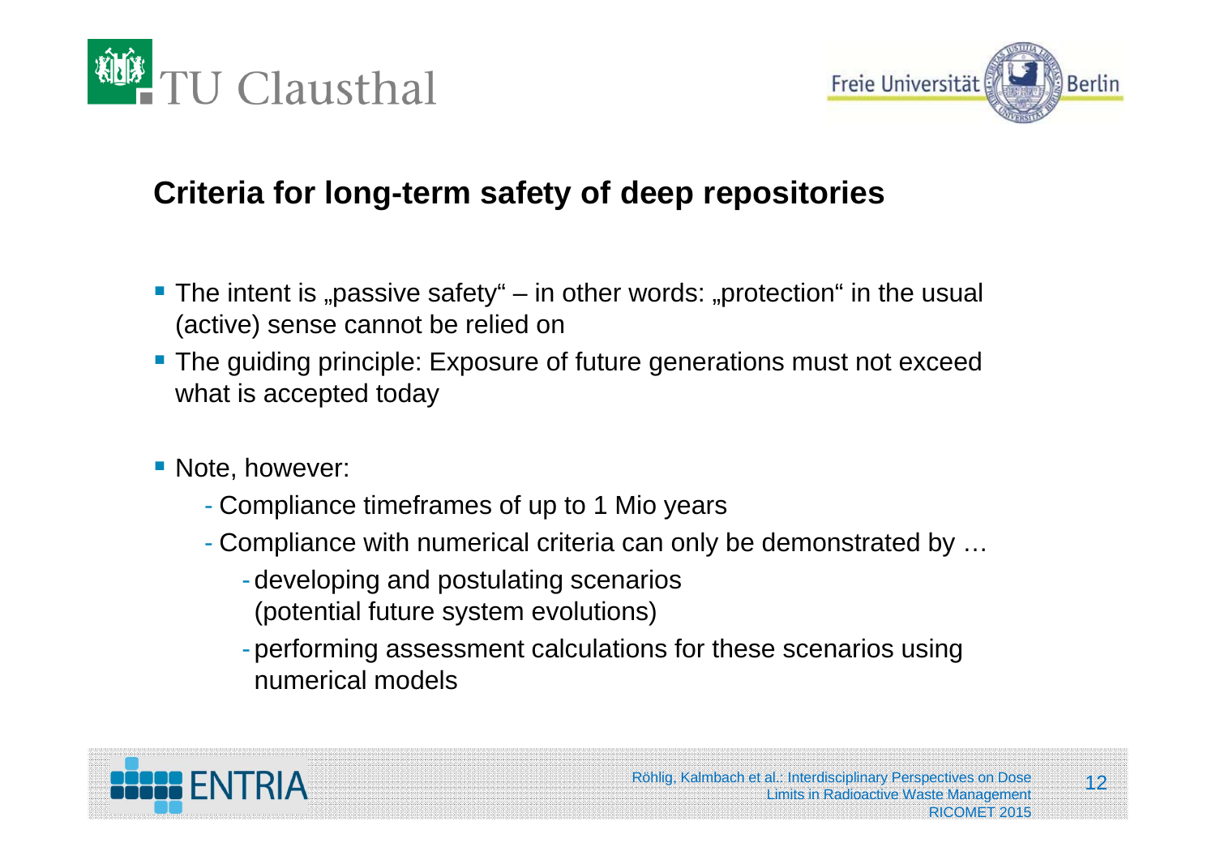## Criteria for long-term safety of deep repositories

- The intent is „passive safety“ – in other words: „protection“ in the usual (active) sense cannot be relied on
- The guiding principle: Exposure of future generations must not exceed what is accepted today
- Note, however:
  - Compliance timeframes of up to 1 Mio years
  - Compliance with numerical criteria can only be demonstrated by …
    - developing and postulating scenarios (potential future system evolutions)
    - performing assessment calculations for these scenarios using numerical models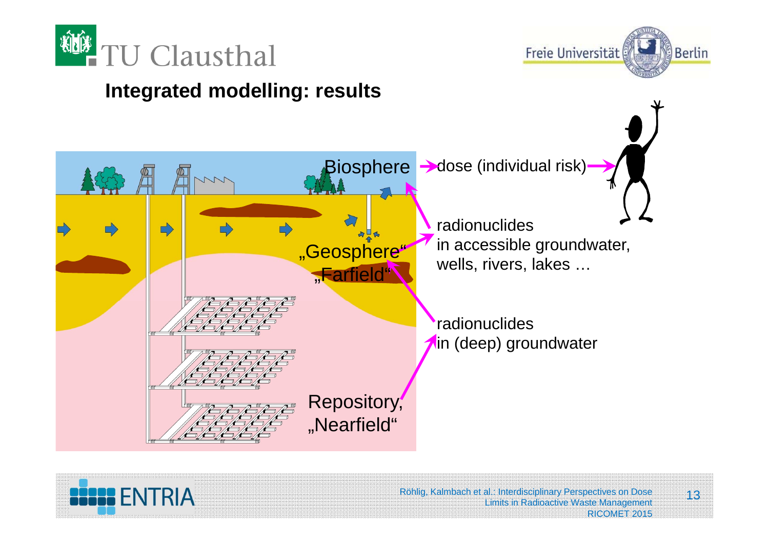## Integrated modelling: results

Biosphere → dose (individual risk) →

„Geosphere“ „Farfield“

radionuclides in accessible groundwater, wells, rivers, lakes …

radionuclides in (deep) groundwater

Repository, „Nearfield“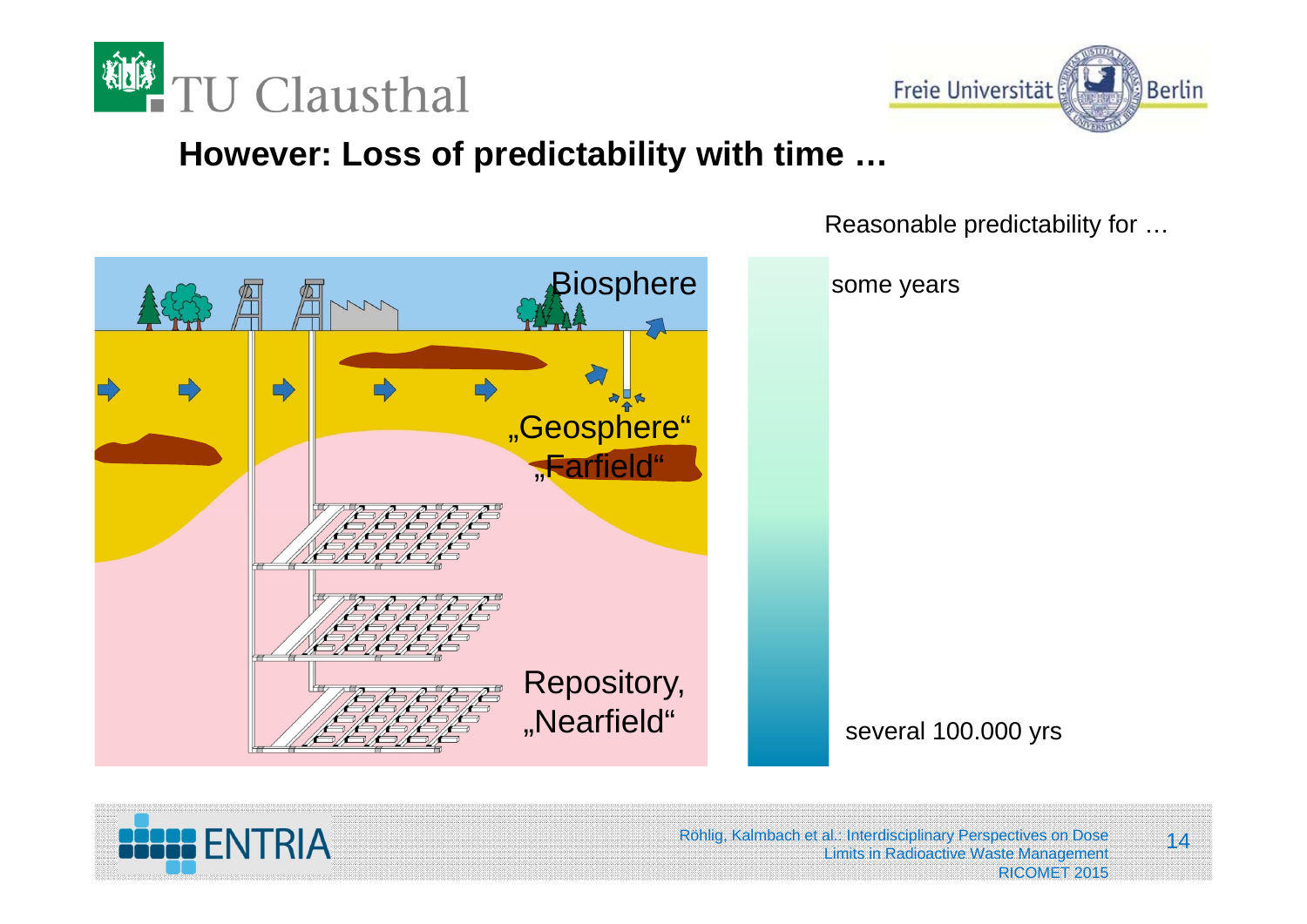## However: Loss of predictability with time …

Reasonable predictability for …

Biosphere

„Geosphere"
„Farfield"

Repository,
„Nearfield"

some years

several 100.000 yrs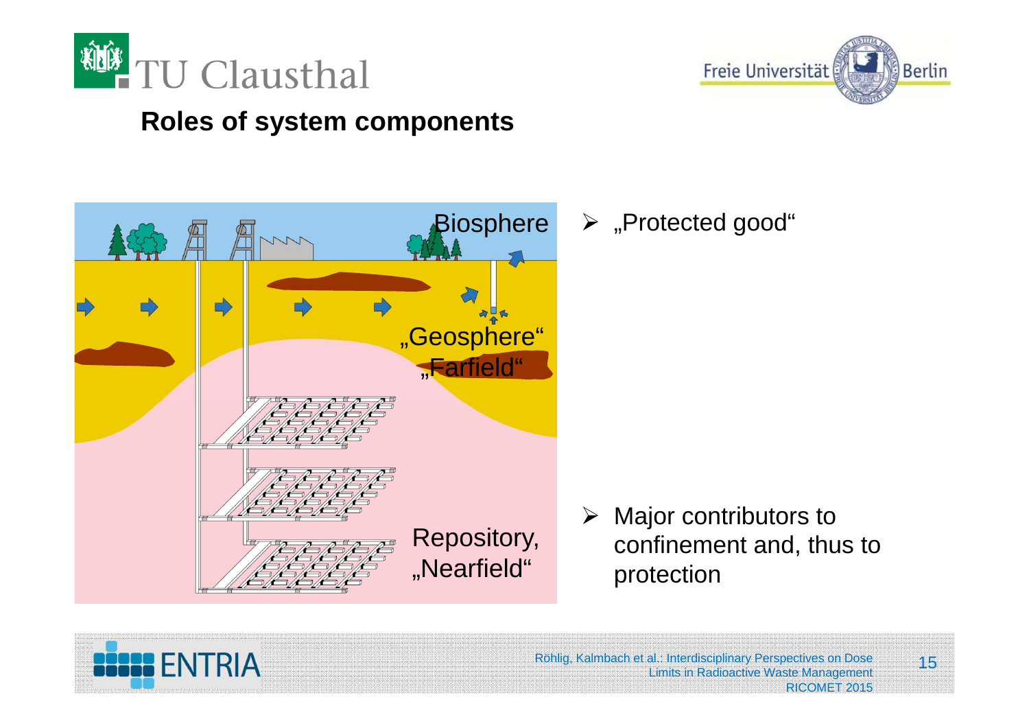## Roles of system components

Biosphere

„Geosphere“
„Farfield“

Repository,
„Nearfield“

- „Protected good“

- Major contributors to confinement and, thus to protection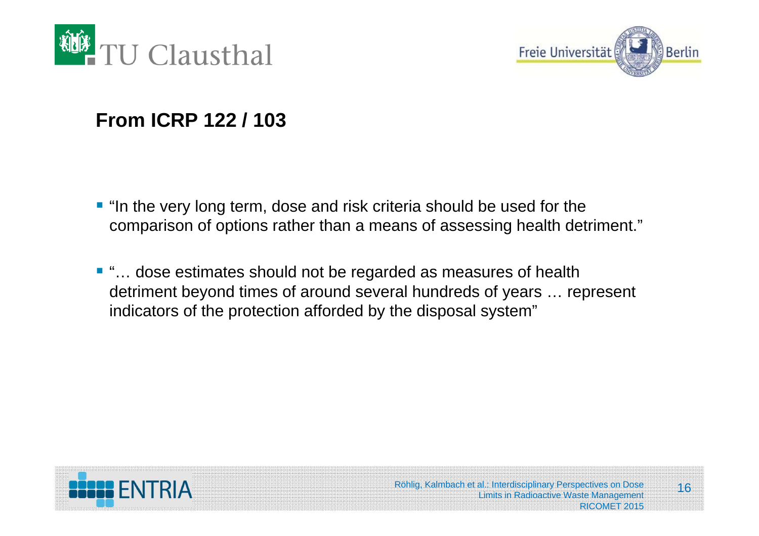## From ICRP 122 / 103

- “In the very long term, dose and risk criteria should be used for the comparison of options rather than a means of assessing health detriment.”
- “… dose estimates should not be regarded as measures of health detriment beyond times of around several hundreds of years … represent indicators of the protection afforded by the disposal system”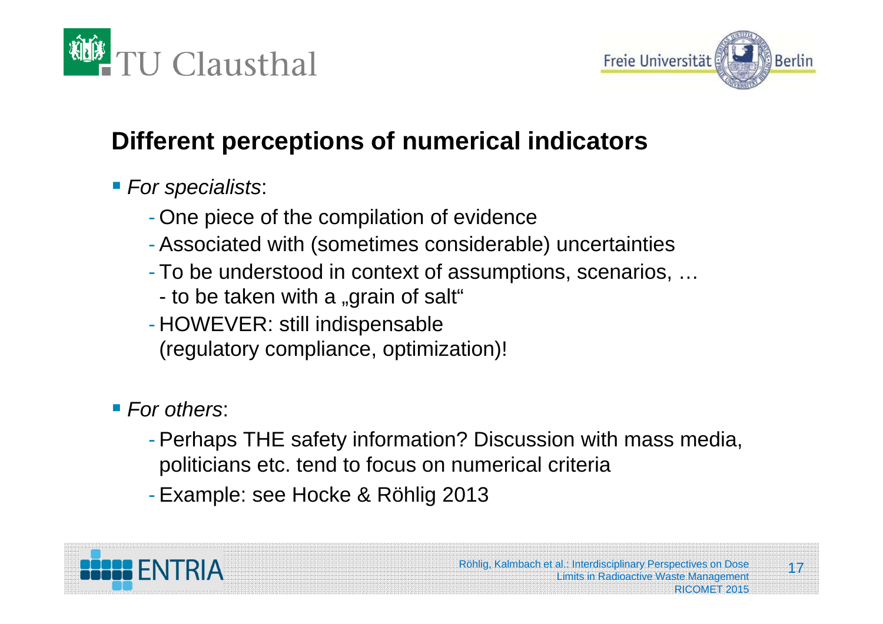## Different perceptions of numerical indicators

- *For specialists*:
  - One piece of the compilation of evidence
  - Associated with (sometimes considerable) uncertainties
  - To be understood in context of assumptions, scenarios, …
    - to be taken with a „grain of salt“
  - HOWEVER: still indispensable (regulatory compliance, optimization)!
- *For others*:
  - Perhaps THE safety information? Discussion with mass media, politicians etc. tend to focus on numerical criteria
  - Example: see Hocke & Röhlig 2013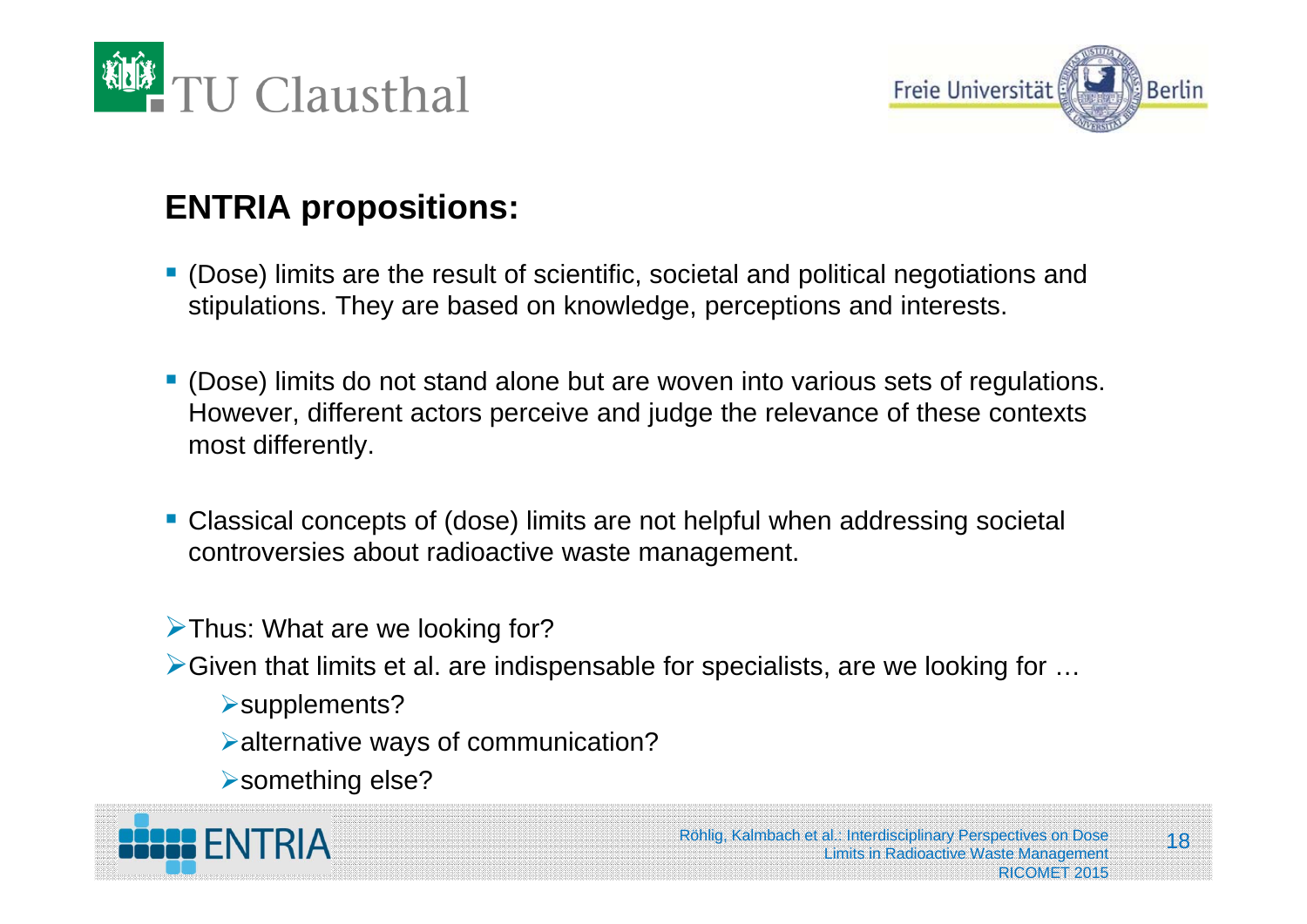## ENTRIA propositions:

- (Dose) limits are the result of scientific, societal and political negotiations and stipulations. They are based on knowledge, perceptions and interests.
- (Dose) limits do not stand alone but are woven into various sets of regulations. However, different actors perceive and judge the relevance of these contexts most differently.
- Classical concepts of (dose) limits are not helpful when addressing societal controversies about radioactive waste management.

- Thus: What are we looking for?
- Given that limits et al. are indispensable for specialists, are we looking for …
  - supplements?
  - alternative ways of communication?
  - something else?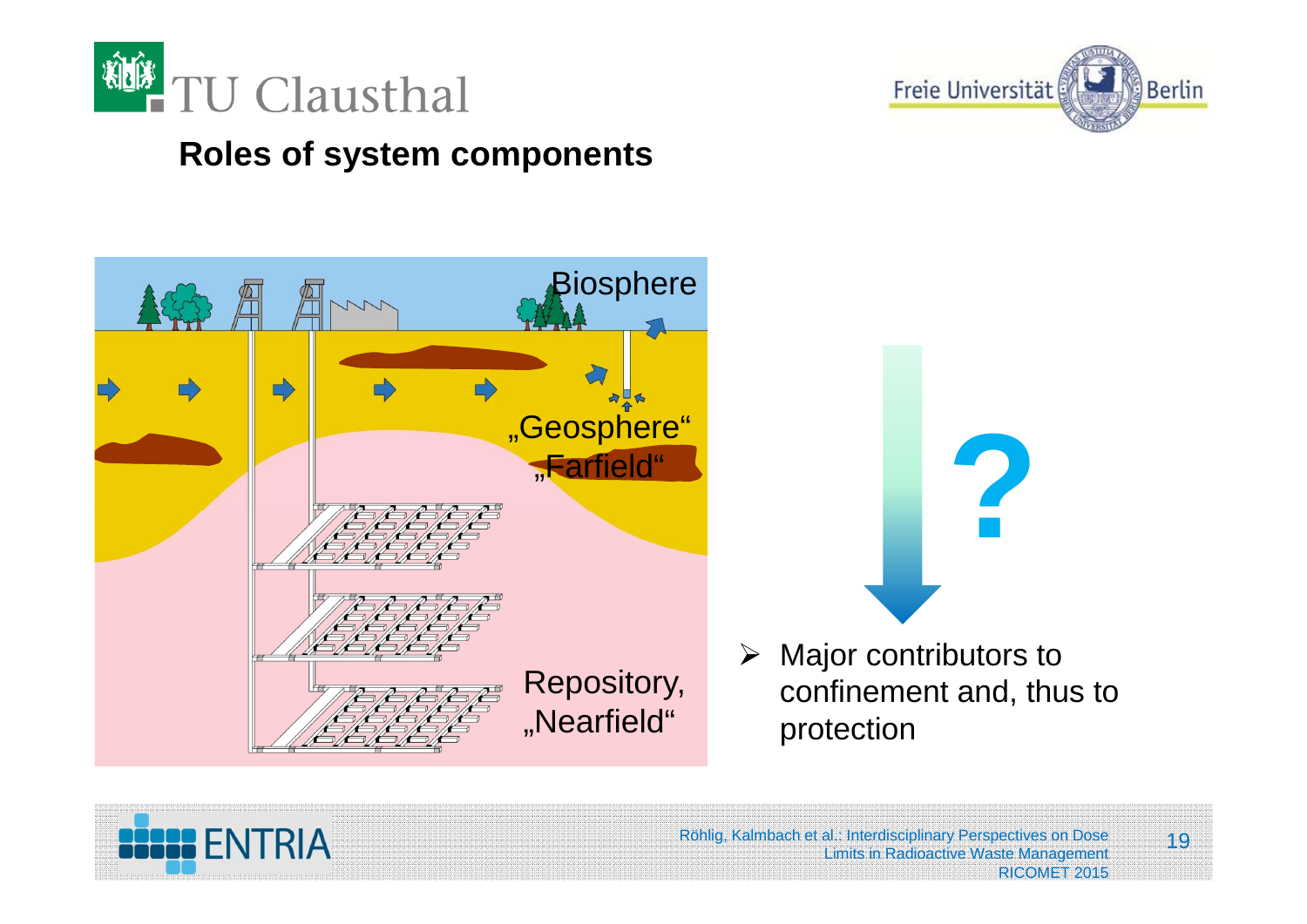## Roles of system components

Biosphere

„Geosphere"
„Farfield"

Repository,
„Nearfield"

?

- Major contributors to confinement and, thus to protection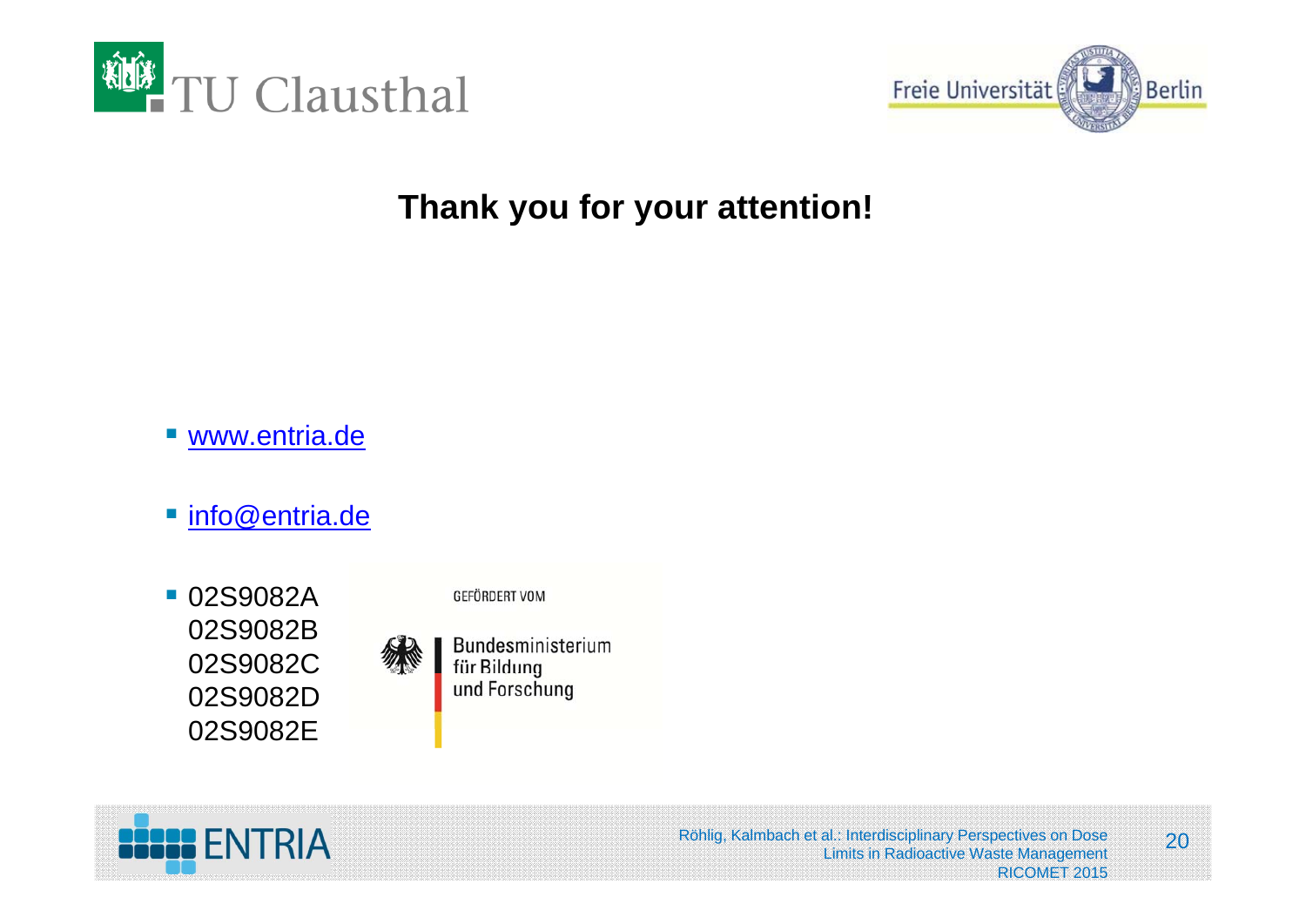**Thank you for your attention!**

- www.entria.de
- info@entria.de
- 02S9082A
  02S9082B
  02S9082C
  02S9082D
  02S9082E

GEFÖRDERT VOM

Bundesministerium
für Bildung
und Forschung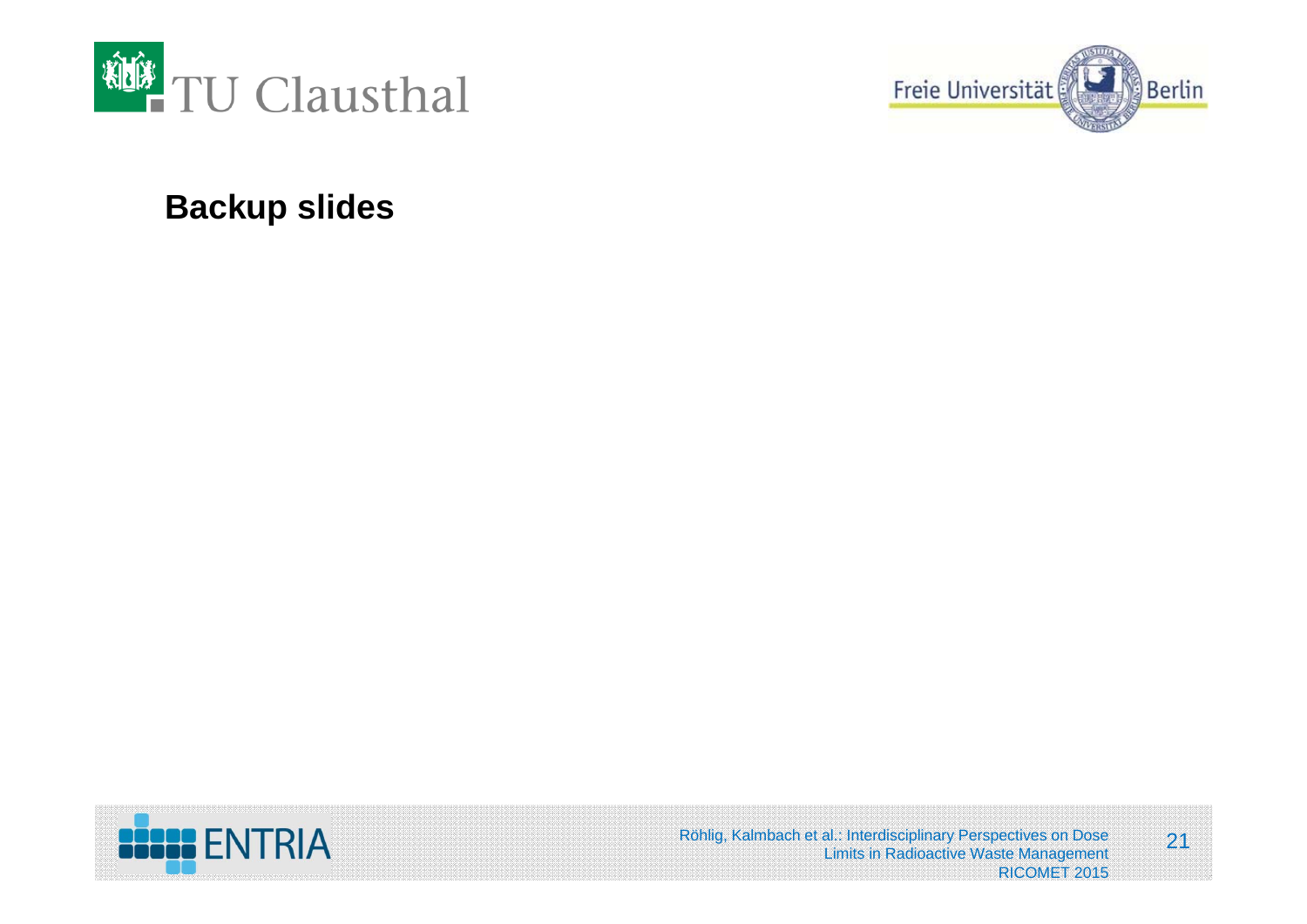**Backup slides**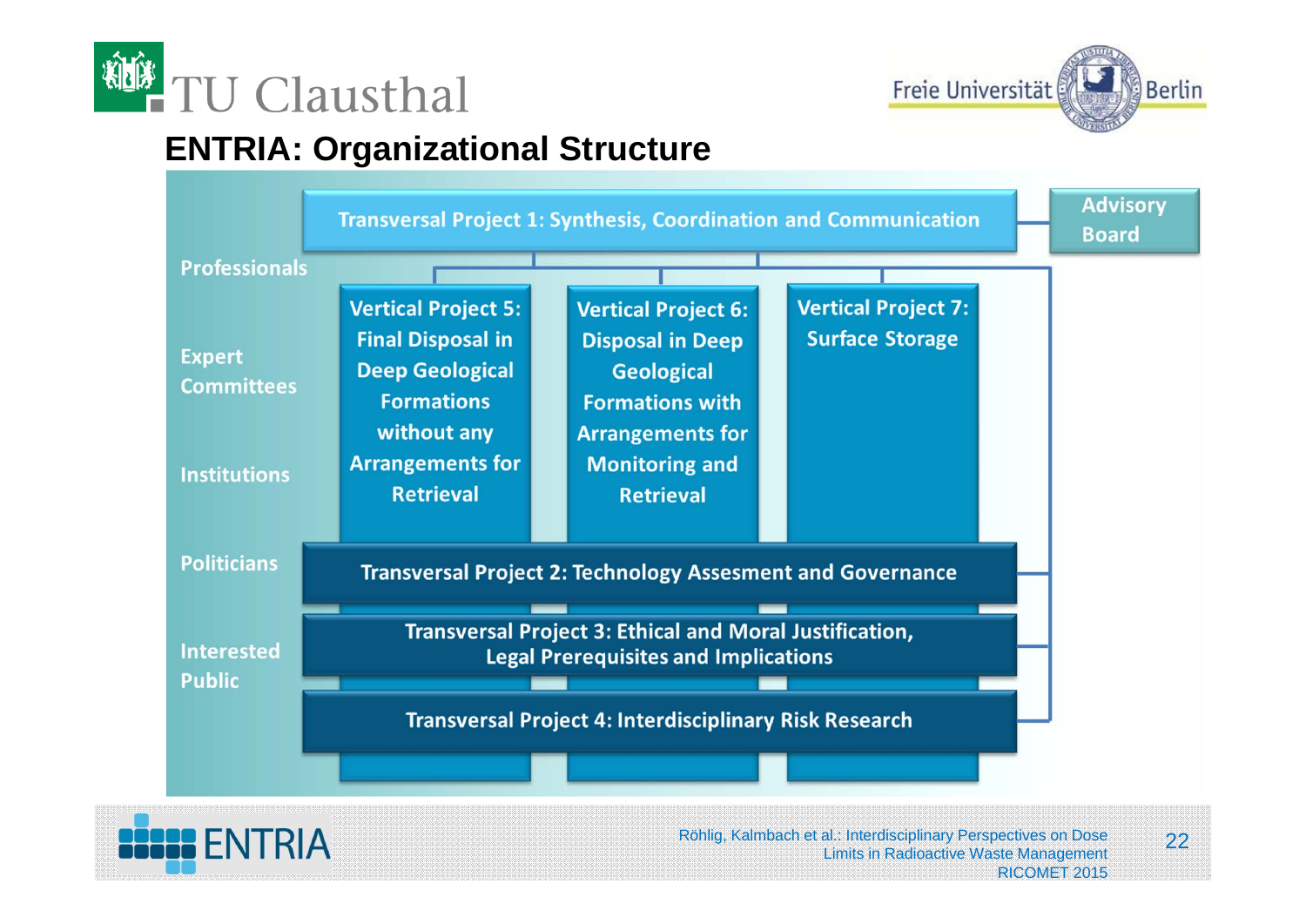## ENTRIA: Organizational Structure

**Transversal Project 1: Synthesis, Coordination and Communication**

**Advisory Board**

- Professionals
- Expert Committees
- Institutions
- Politicians
- Interested Public

**Vertical Project 5:** Final Disposal in Deep Geological Formations without any Arrangements for Retrieval

**Vertical Project 6:** Disposal in Deep Geological Formations with Arrangements for Monitoring and Retrieval

**Vertical Project 7:** Surface Storage

**Transversal Project 2: Technology Assesment and Governance**

**Transversal Project 3: Ethical and Moral Justification, Legal Prerequisites and Implications**

**Transversal Project 4: Interdisciplinary Risk Research**

Röhlig, Kalmbach et al.: Interdisciplinary Perspectives on Dose Limits in Radioactive Waste Management
RICOMET 2015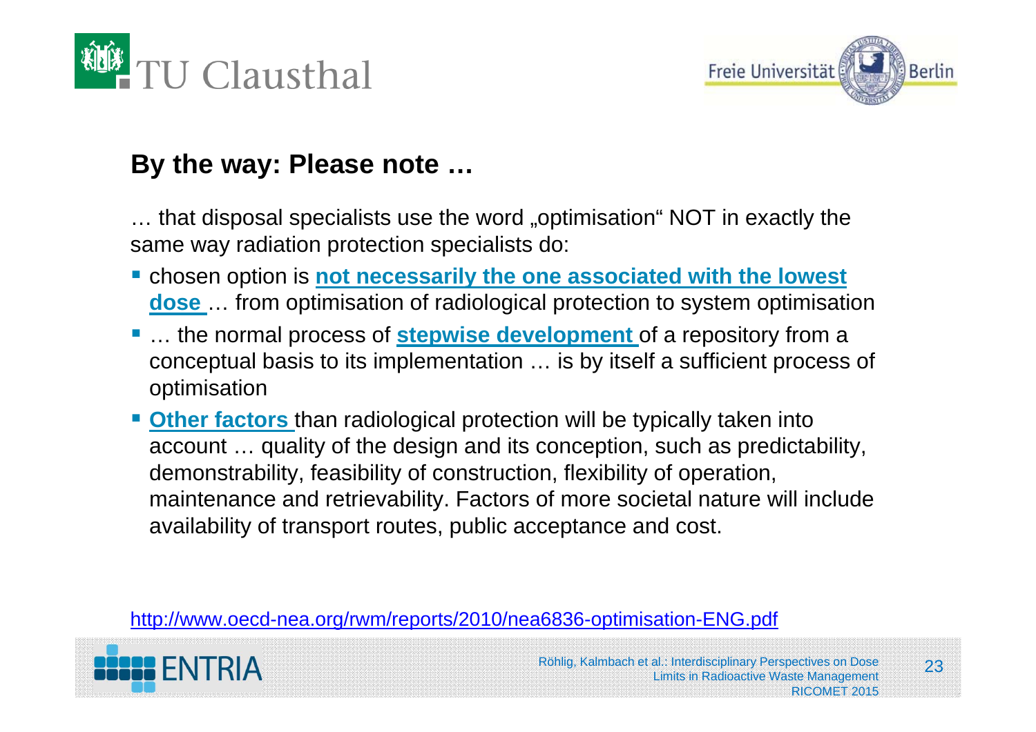## By the way: Please note …

… that disposal specialists use the word „optimisation“ NOT in exactly the same way radiation protection specialists do:

- chosen option is **not necessarily the one associated with the lowest dose** … from optimisation of radiological protection to system optimisation
- … the normal process of **stepwise development** of a repository from a conceptual basis to its implementation … is by itself a sufficient process of optimisation
- **Other factors** than radiological protection will be typically taken into account … quality of the design and its conception, such as predictability, demonstrability, feasibility of construction, flexibility of operation, maintenance and retrievability. Factors of more societal nature will include availability of transport routes, public acceptance and cost.

http://www.oecd-nea.org/rwm/reports/2010/nea6836-optimisation-ENG.pdf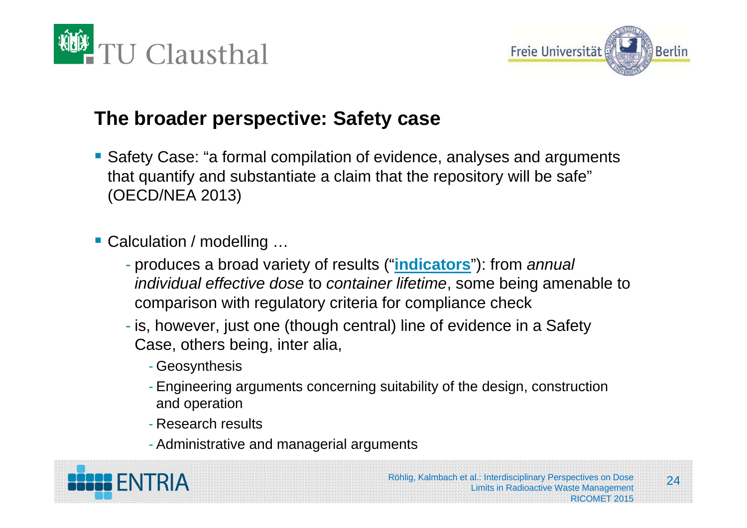## The broader perspective: Safety case

- Safety Case: "a formal compilation of evidence, analyses and arguments that quantify and substantiate a claim that the repository will be safe" (OECD/NEA 2013)

- Calculation / modelling …
  - produces a broad variety of results ("**indicators**"): from *annual individual effective dose* to *container lifetime*, some being amenable to comparison with regulatory criteria for compliance check
  - is, however, just one (though central) line of evidence in a Safety Case, others being, inter alia,
    - Geosynthesis
    - Engineering arguments concerning suitability of the design, construction and operation
    - Research results
    - Administrative and managerial arguments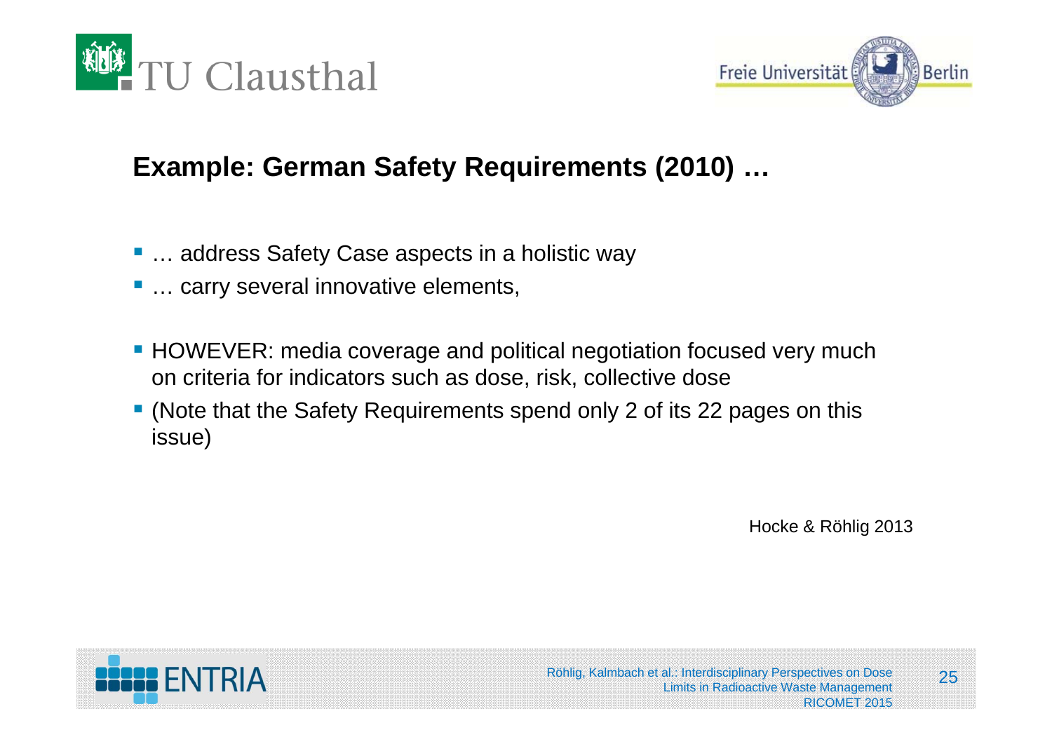## Example: German Safety Requirements (2010) …

- … address Safety Case aspects in a holistic way
- … carry several innovative elements,

- HOWEVER: media coverage and political negotiation focused very much on criteria for indicators such as dose, risk, collective dose
- (Note that the Safety Requirements spend only 2 of its 22 pages on this issue)

Hocke & Röhlig 2013